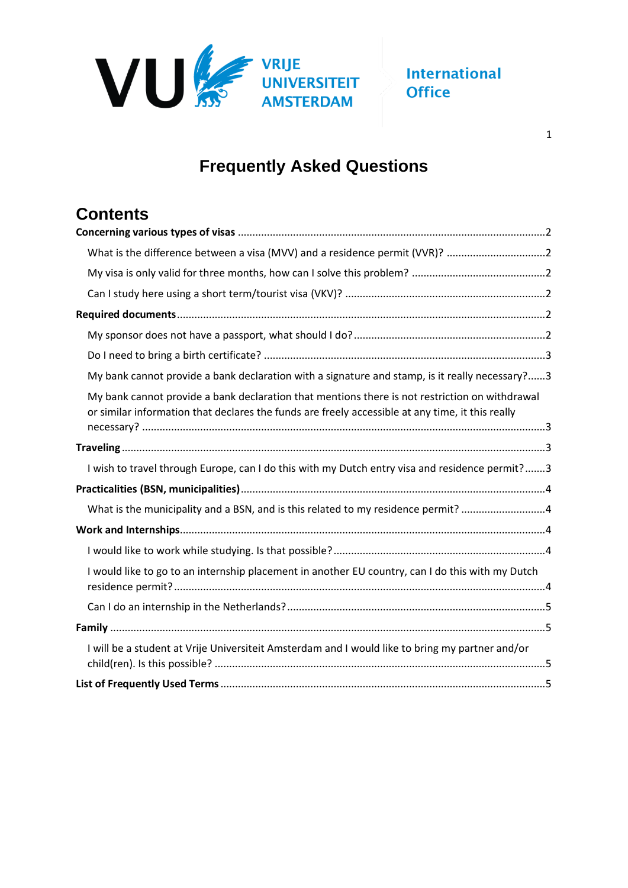VRIJE UNIVERSITEIT AMSTERDAM

International Office

# Frequently Asked Questions

## Contents

**Concerning various types of visas** ........................................................................................................2

- What is the difference between a visa (MVV) and a residence permit (VVR)? ..................................2
- My visa is only valid for three months, how can I solve this problem? .............................................2
- Can I study here using a short term/tourist visa (VKV)? ....................................................................2

**Required documents**.............................................................................................................................2

- My sponsor does not have a passport, what should I do? .................................................................2
- Do I need to bring a birth certificate? ...............................................................................................3
- My bank cannot provide a bank declaration with a signature and stamp, is it really necessary?......3
- My bank cannot provide a bank declaration that mentions there is not restriction on withdrawal or similar information that declares the funds are freely accessible at any time, it this really necessary? .........................................................................................................................................3

**Traveling** ................................................................................................................................................3

- I wish to travel through Europe, can I do this with my Dutch entry visa and residence permit?.......3

**Practicalities (BSN, municipalities)**.......................................................................................................4

- What is the municipality and a BSN, and is this related to my residence permit? .............................4

**Work and Internships**............................................................................................................................4

- I would like to work while studying. Is that possible? ........................................................................4
- I would like to go to an internship placement in another EU country, can I do this with my Dutch residence permit? .............................................................................................................................4
- Can I do an internship in the Netherlands? .......................................................................................5

**Family** ....................................................................................................................................................5

- I will be a student at Vrije Universiteit Amsterdam and I would like to bring my partner and/or child(ren). Is this possible? ................................................................................................................5

**List of Frequently Used Terms** ..............................................................................................................5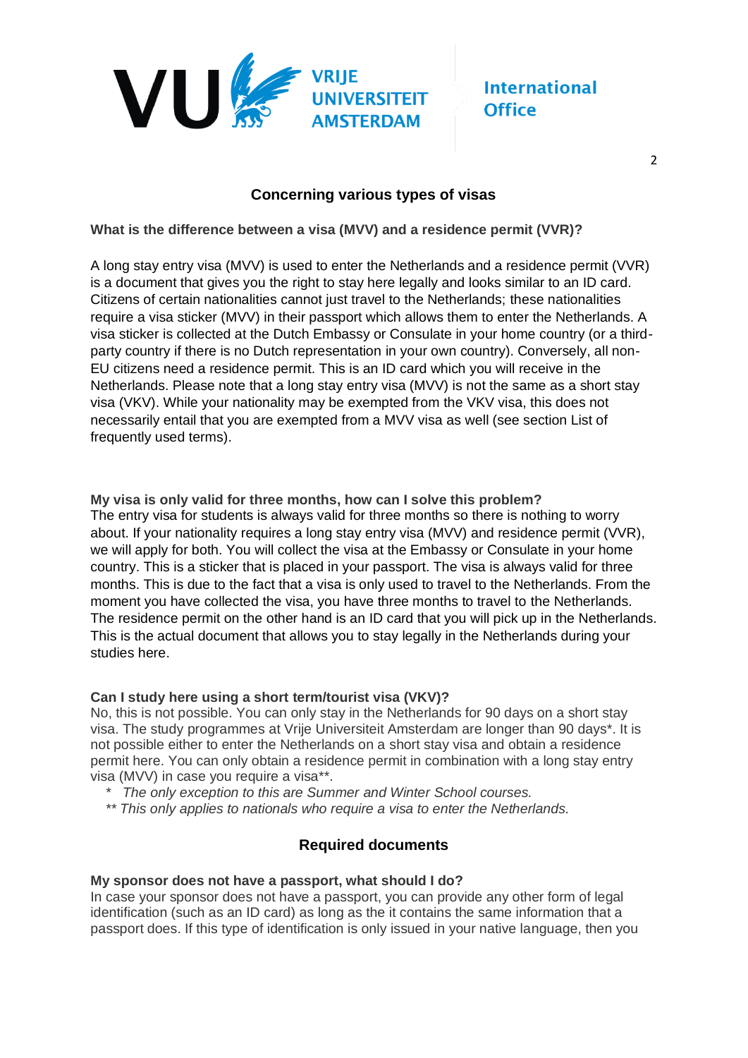## Concerning various types of visas

**What is the difference between a visa (MVV) and a residence permit (VVR)?**

A long stay entry visa (MVV) is used to enter the Netherlands and a residence permit (VVR) is a document that gives you the right to stay here legally and looks similar to an ID card. Citizens of certain nationalities cannot just travel to the Netherlands; these nationalities require a visa sticker (MVV) in their passport which allows them to enter the Netherlands. A visa sticker is collected at the Dutch Embassy or Consulate in your home country (or a third-party country if there is no Dutch representation in your own country). Conversely, all non-EU citizens need a residence permit. This is an ID card which you will receive in the Netherlands. Please note that a long stay entry visa (MVV) is not the same as a short stay visa (VKV). While your nationality may be exempted from the VKV visa, this does not necessarily entail that you are exempted from a MVV visa as well (see section List of frequently used terms).

**My visa is only valid for three months, how can I solve this problem?**

The entry visa for students is always valid for three months so there is nothing to worry about. If your nationality requires a long stay entry visa (MVV) and residence permit (VVR), we will apply for both. You will collect the visa at the Embassy or Consulate in your home country. This is a sticker that is placed in your passport. The visa is always valid for three months. This is due to the fact that a visa is only used to travel to the Netherlands. From the moment you have collected the visa, you have three months to travel to the Netherlands. The residence permit on the other hand is an ID card that you will pick up in the Netherlands. This is the actual document that allows you to stay legally in the Netherlands during your studies here.

**Can I study here using a short term/tourist visa (VKV)?**

No, this is not possible. You can only stay in the Netherlands for 90 days on a short stay visa. The study programmes at Vrije Universiteit Amsterdam are longer than 90 days*. It is not possible either to enter the Netherlands on a short stay visa and obtain a residence permit here. You can only obtain a residence permit in combination with a long stay entry visa (MVV) in case you require a visa**.

\* *The only exception to this are Summer and Winter School courses.*
** *This only applies to nationals who require a visa to enter the Netherlands.*

## Required documents

**My sponsor does not have a passport, what should I do?**

In case your sponsor does not have a passport, you can provide any other form of legal identification (such as an ID card) as long as the it contains the same information that a passport does. If this type of identification is only issued in your native language, then you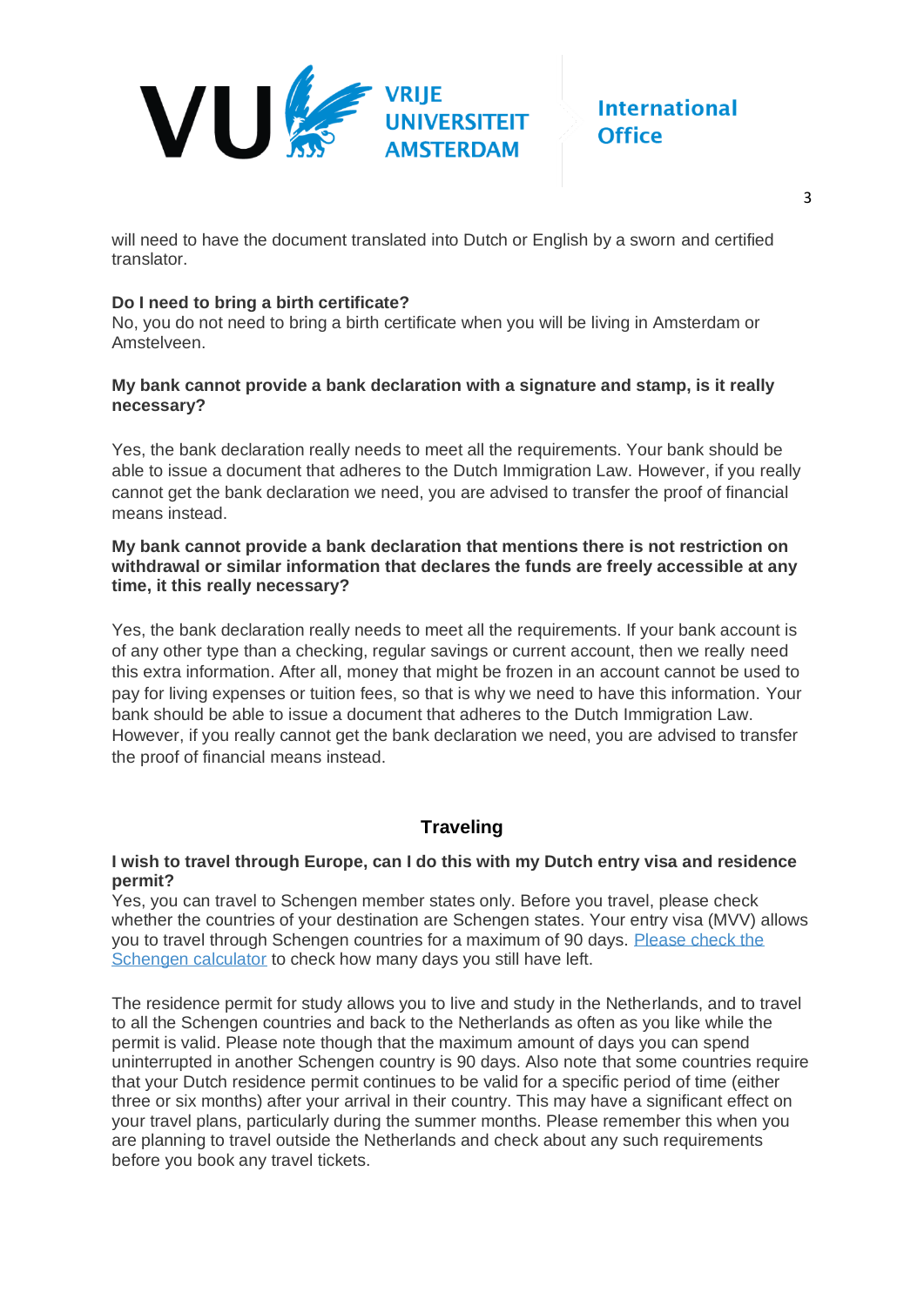will need to have the document translated into Dutch or English by a sworn and certified translator.

**Do I need to bring a birth certificate?**
No, you do not need to bring a birth certificate when you will be living in Amsterdam or Amstelveen.

**My bank cannot provide a bank declaration with a signature and stamp, is it really necessary?**

Yes, the bank declaration really needs to meet all the requirements. Your bank should be able to issue a document that adheres to the Dutch Immigration Law. However, if you really cannot get the bank declaration we need, you are advised to transfer the proof of financial means instead.

**My bank cannot provide a bank declaration that mentions there is not restriction on withdrawal or similar information that declares the funds are freely accessible at any time, it this really necessary?**

Yes, the bank declaration really needs to meet all the requirements. If your bank account is of any other type than a checking, regular savings or current account, then we really need this extra information. After all, money that might be frozen in an account cannot be used to pay for living expenses or tuition fees, so that is why we need to have this information. Your bank should be able to issue a document that adheres to the Dutch Immigration Law. However, if you really cannot get the bank declaration we need, you are advised to transfer the proof of financial means instead.

## Traveling

**I wish to travel through Europe, can I do this with my Dutch entry visa and residence permit?**
Yes, you can travel to Schengen member states only. Before you travel, please check whether the countries of your destination are Schengen states. Your entry visa (MVV) allows you to travel through Schengen countries for a maximum of 90 days. [Please check the Schengen calculator]() to check how many days you still have left.

The residence permit for study allows you to live and study in the Netherlands, and to travel to all the Schengen countries and back to the Netherlands as often as you like while the permit is valid. Please note though that the maximum amount of days you can spend uninterrupted in another Schengen country is 90 days. Also note that some countries require that your Dutch residence permit continues to be valid for a specific period of time (either three or six months) after your arrival in their country. This may have a significant effect on your travel plans, particularly during the summer months. Please remember this when you are planning to travel outside the Netherlands and check about any such requirements before you book any travel tickets.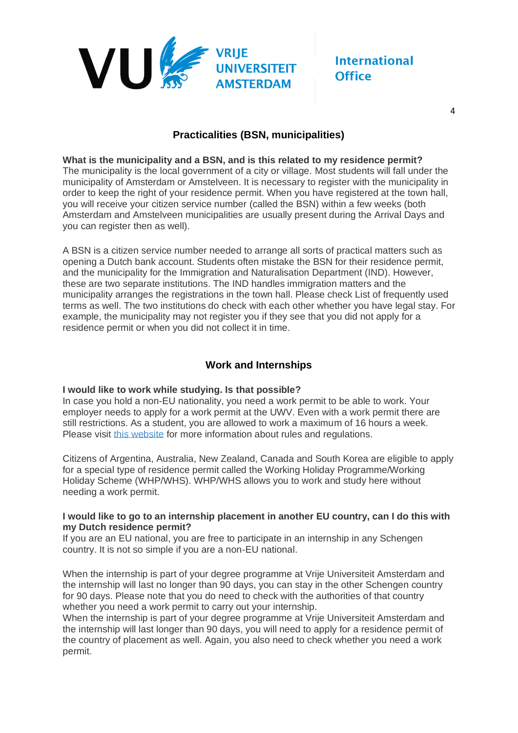## Practicalities (BSN, municipalities)

**What is the municipality and a BSN, and is this related to my residence permit?**
The municipality is the local government of a city or village. Most students will fall under the municipality of Amsterdam or Amstelveen. It is necessary to register with the municipality in order to keep the right of your residence permit. When you have registered at the town hall, you will receive your citizen service number (called the BSN) within a few weeks (both Amsterdam and Amstelveen municipalities are usually present during the Arrival Days and you can register then as well).

A BSN is a citizen service number needed to arrange all sorts of practical matters such as opening a Dutch bank account. Students often mistake the BSN for their residence permit, and the municipality for the Immigration and Naturalisation Department (IND). However, these are two separate institutions. The IND handles immigration matters and the municipality arranges the registrations in the town hall. Please check List of frequently used terms as well. The two institutions do check with each other whether you have legal stay. For example, the municipality may not register you if they see that you did not apply for a residence permit or when you did not collect it in time.

## Work and Internships

**I would like to work while studying. Is that possible?**
In case you hold a non-EU nationality, you need a work permit to be able to work. Your employer needs to apply for a work permit at the UWV. Even with a work permit there are still restrictions. As a student, you are allowed to work a maximum of 16 hours a week. Please visit [this website] for more information about rules and regulations.

Citizens of Argentina, Australia, New Zealand, Canada and South Korea are eligible to apply for a special type of residence permit called the Working Holiday Programme/Working Holiday Scheme (WHP/WHS). WHP/WHS allows you to work and study here without needing a work permit.

**I would like to go to an internship placement in another EU country, can I do this with my Dutch residence permit?**
If you are an EU national, you are free to participate in an internship in any Schengen country. It is not so simple if you are a non-EU national.

When the internship is part of your degree programme at Vrije Universiteit Amsterdam and the internship will last no longer than 90 days, you can stay in the other Schengen country for 90 days. Please note that you do need to check with the authorities of that country whether you need a work permit to carry out your internship.
When the internship is part of your degree programme at Vrije Universiteit Amsterdam and the internship will last longer than 90 days, you will need to apply for a residence permit of the country of placement as well. Again, you also need to check whether you need a work permit.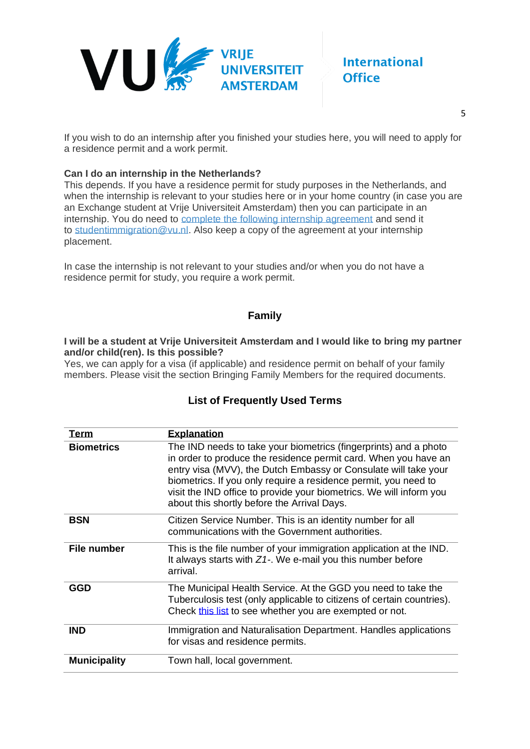If you wish to do an internship after you finished your studies here, you will need to apply for a residence permit and a work permit.

**Can I do an internship in the Netherlands?**

This depends. If you have a residence permit for study purposes in the Netherlands, and when the internship is relevant to your studies here or in your home country (in case you are an Exchange student at Vrije Universiteit Amsterdam) then you can participate in an internship. You do need to complete the following internship agreement and send it to studentimmigration@vu.nl. Also keep a copy of the agreement at your internship placement.

In case the internship is not relevant to your studies and/or when you do not have a residence permit for study, you require a work permit.

## Family

**I will be a student at Vrije Universiteit Amsterdam and I would like to bring my partner and/or child(ren). Is this possible?**

Yes, we can apply for a visa (if applicable) and residence permit on behalf of your family members. Please visit the section Bringing Family Members for the required documents.

## List of Frequently Used Terms

| Term | Explanation |
|---|---|
| **Biometrics** | The IND needs to take your biometrics (fingerprints) and a photo in order to produce the residence permit card. When you have an entry visa (MVV), the Dutch Embassy or Consulate will take your biometrics. If you only require a residence permit, you need to visit the IND office to provide your biometrics. We will inform you about this shortly before the Arrival Days. |
| **BSN** | Citizen Service Number. This is an identity number for all communications with the Government authorities. |
| **File number** | This is the file number of your immigration application at the IND. It always starts with *Z1-*. We e-mail you this number before arrival. |
| **GGD** | The Municipal Health Service. At the GGD you need to take the Tuberculosis test (only applicable to citizens of certain countries). Check this list to see whether you are exempted or not. |
| **IND** | Immigration and Naturalisation Department. Handles applications for visas and residence permits. |
| **Municipality** | Town hall, local government. |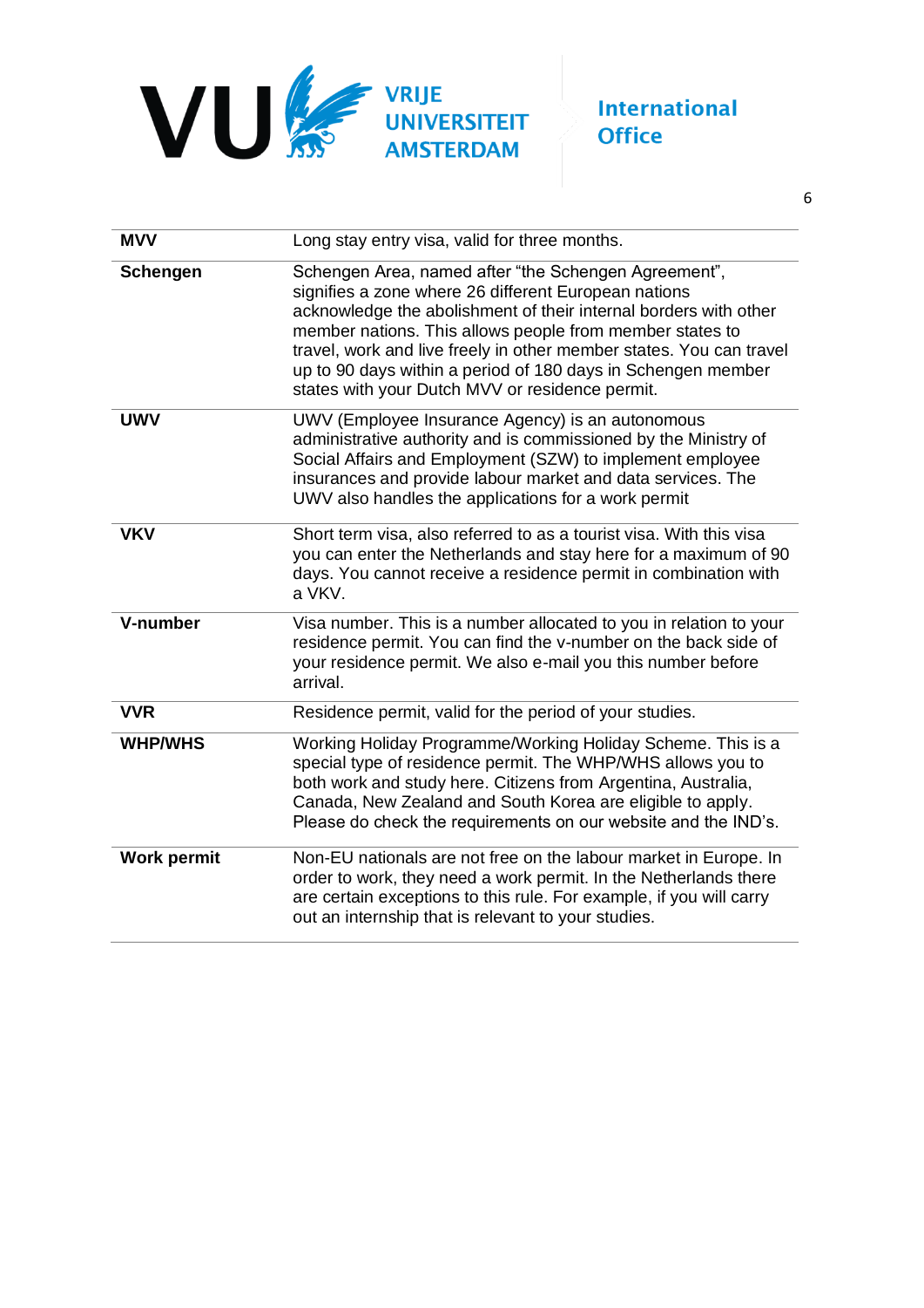| | |
|---|---|
| **MVV** | Long stay entry visa, valid for three months. |
| **Schengen** | Schengen Area, named after "the Schengen Agreement", signifies a zone where 26 different European nations acknowledge the abolishment of their internal borders with other member nations. This allows people from member states to travel, work and live freely in other member states. You can travel up to 90 days within a period of 180 days in Schengen member states with your Dutch MVV or residence permit. |
| **UWV** | UWV (Employee Insurance Agency) is an autonomous administrative authority and is commissioned by the Ministry of Social Affairs and Employment (SZW) to implement employee insurances and provide labour market and data services. The UWV also handles the applications for a work permit |
| **VKV** | Short term visa, also referred to as a tourist visa. With this visa you can enter the Netherlands and stay here for a maximum of 90 days. You cannot receive a residence permit in combination with a VKV. |
| **V-number** | Visa number. This is a number allocated to you in relation to your residence permit. You can find the v-number on the back side of your residence permit. We also e-mail you this number before arrival. |
| **VVR** | Residence permit, valid for the period of your studies. |
| **WHP/WHS** | Working Holiday Programme/Working Holiday Scheme. This is a special type of residence permit. The WHP/WHS allows you to both work and study here. Citizens from Argentina, Australia, Canada, New Zealand and South Korea are eligible to apply. Please do check the requirements on our website and the IND's. |
| **Work permit** | Non-EU nationals are not free on the labour market in Europe. In order to work, they need a work permit. In the Netherlands there are certain exceptions to this rule. For example, if you will carry out an internship that is relevant to your studies. |